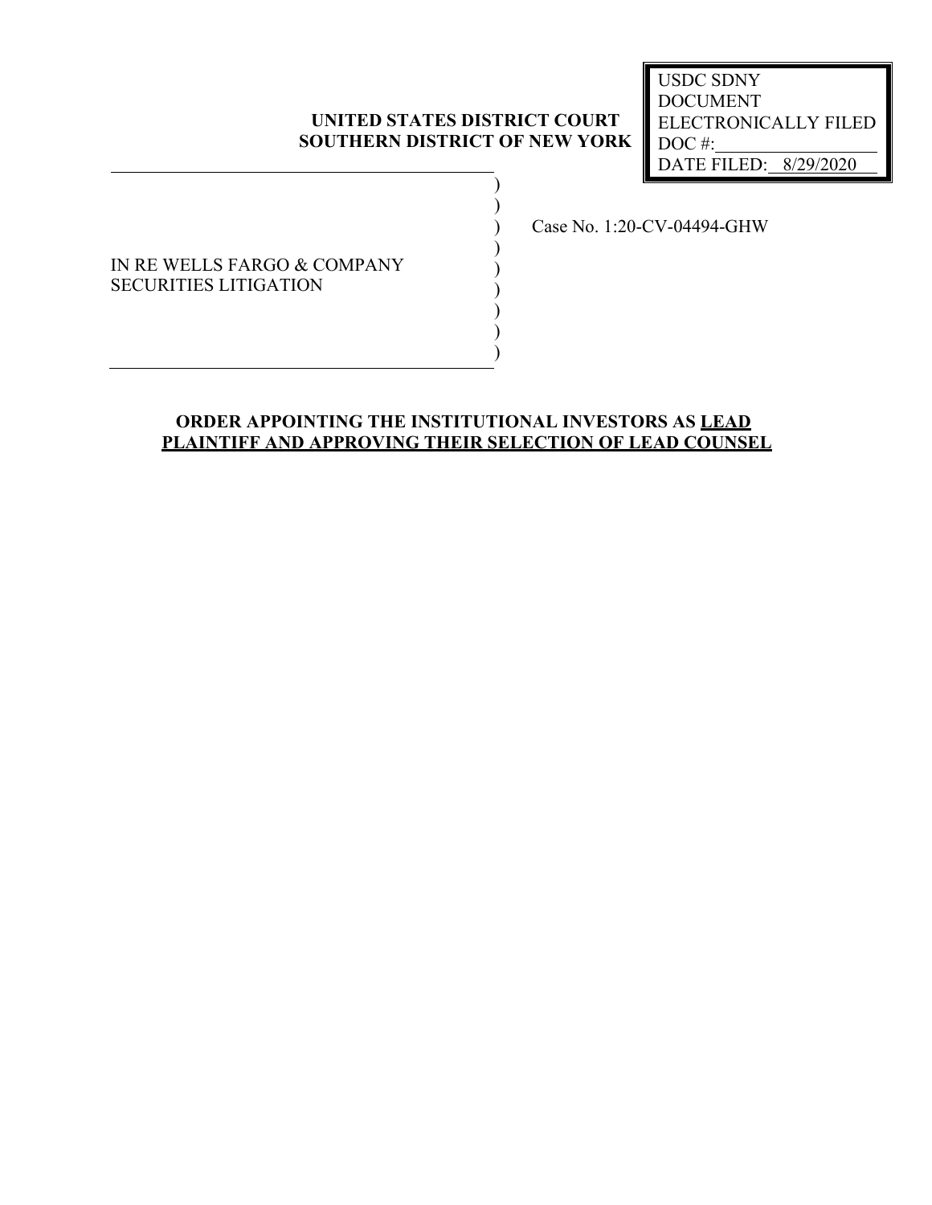USDC SDNY
DOCUMENT
ELECTRONICALLY FILED
DOC #:
DATE FILED: 8/29/2020

**UNITED STATES DISTRICT COURT**
**SOUTHERN DISTRICT OF NEW YORK**

| | |
|---|---|
| IN RE WELLS FARGO & COMPANY SECURITIES LITIGATION | Case No. 1:20-CV-04494-GHW |

**ORDER APPOINTING THE INSTITUTIONAL INVESTORS AS LEAD PLAINTIFF AND APPROVING THEIR SELECTION OF LEAD COUNSEL**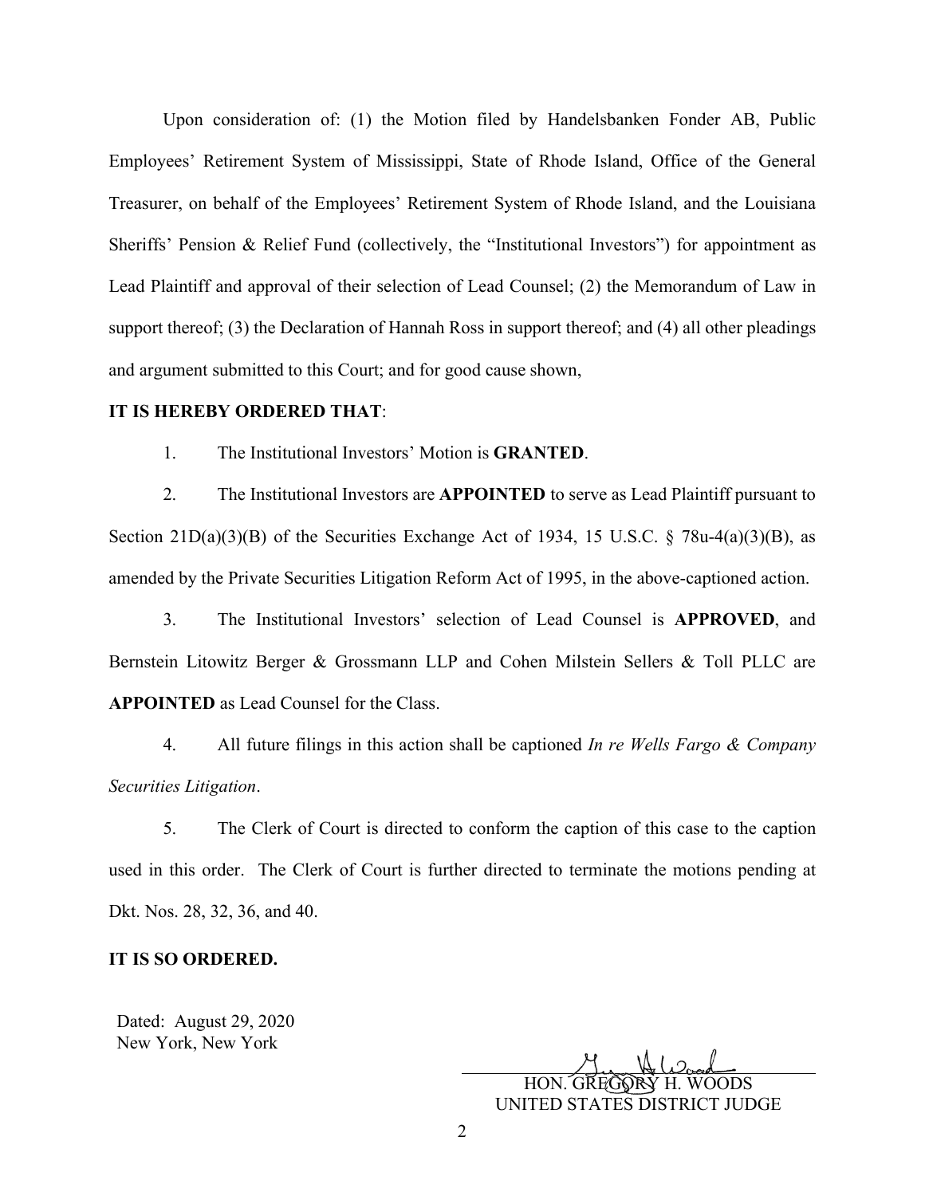Upon consideration of: (1) the Motion filed by Handelsbanken Fonder AB, Public Employees' Retirement System of Mississippi, State of Rhode Island, Office of the General Treasurer, on behalf of the Employees' Retirement System of Rhode Island, and the Louisiana Sheriffs' Pension & Relief Fund (collectively, the "Institutional Investors") for appointment as Lead Plaintiff and approval of their selection of Lead Counsel; (2) the Memorandum of Law in support thereof; (3) the Declaration of Hannah Ross in support thereof; and (4) all other pleadings and argument submitted to this Court; and for good cause shown,

**IT IS HEREBY ORDERED THAT**:

1. The Institutional Investors' Motion is **GRANTED**.

2. The Institutional Investors are **APPOINTED** to serve as Lead Plaintiff pursuant to Section 21D(a)(3)(B) of the Securities Exchange Act of 1934, 15 U.S.C. § 78u-4(a)(3)(B), as amended by the Private Securities Litigation Reform Act of 1995, in the above-captioned action.

3. The Institutional Investors' selection of Lead Counsel is **APPROVED**, and Bernstein Litowitz Berger & Grossmann LLP and Cohen Milstein Sellers & Toll PLLC are **APPOINTED** as Lead Counsel for the Class.

4. All future filings in this action shall be captioned *In re Wells Fargo & Company Securities Litigation*.

5. The Clerk of Court is directed to conform the caption of this case to the caption used in this order. The Clerk of Court is further directed to terminate the motions pending at Dkt. Nos. 28, 32, 36, and 40.

**IT IS SO ORDERED.**

Dated: August 29, 2020
New York, New York

HON. GREGORY H. WOODS
UNITED STATES DISTRICT JUDGE